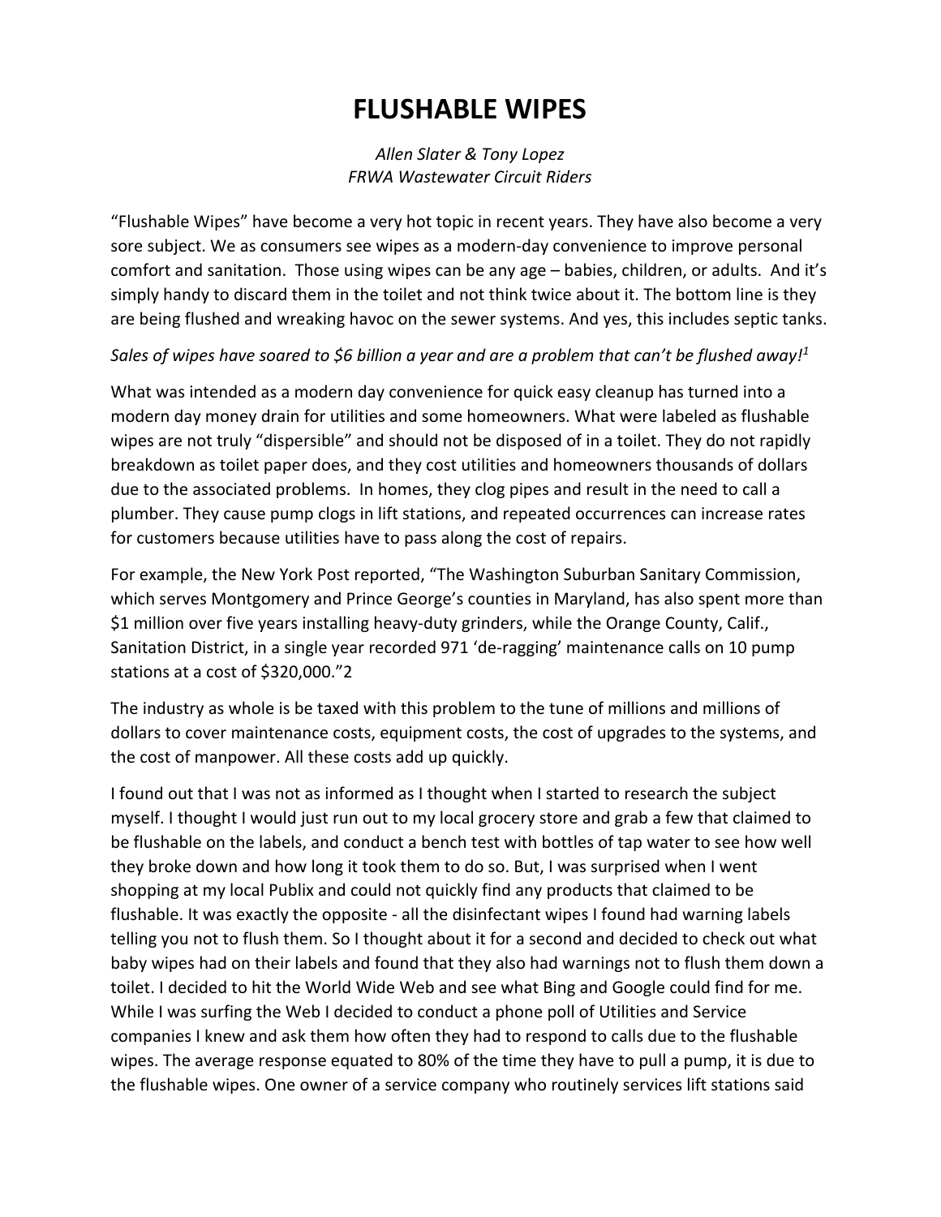# FLUSHABLE WIPES

*Allen Slater & Tony Lopez*
*FRWA Wastewater Circuit Riders*

"Flushable Wipes" have become a very hot topic in recent years. They have also become a very sore subject. We as consumers see wipes as a modern-day convenience to improve personal comfort and sanitation. Those using wipes can be any age – babies, children, or adults. And it's simply handy to discard them in the toilet and not think twice about it. The bottom line is they are being flushed and wreaking havoc on the sewer systems. And yes, this includes septic tanks.

*Sales of wipes have soared to $6 billion a year and are a problem that can't be flushed away!*[1]

What was intended as a modern day convenience for quick easy cleanup has turned into a modern day money drain for utilities and some homeowners. What were labeled as flushable wipes are not truly "dispersible" and should not be disposed of in a toilet. They do not rapidly breakdown as toilet paper does, and they cost utilities and homeowners thousands of dollars due to the associated problems. In homes, they clog pipes and result in the need to call a plumber. They cause pump clogs in lift stations, and repeated occurrences can increase rates for customers because utilities have to pass along the cost of repairs.

For example, the New York Post reported, "The Washington Suburban Sanitary Commission, which serves Montgomery and Prince George's counties in Maryland, has also spent more than $1 million over five years installing heavy-duty grinders, while the Orange County, Calif., Sanitation District, in a single year recorded 971 'de-ragging' maintenance calls on 10 pump stations at a cost of $320,000."2

The industry as whole is be taxed with this problem to the tune of millions and millions of dollars to cover maintenance costs, equipment costs, the cost of upgrades to the systems, and the cost of manpower. All these costs add up quickly.

I found out that I was not as informed as I thought when I started to research the subject myself. I thought I would just run out to my local grocery store and grab a few that claimed to be flushable on the labels, and conduct a bench test with bottles of tap water to see how well they broke down and how long it took them to do so. But, I was surprised when I went shopping at my local Publix and could not quickly find any products that claimed to be flushable. It was exactly the opposite - all the disinfectant wipes I found had warning labels telling you not to flush them. So I thought about it for a second and decided to check out what baby wipes had on their labels and found that they also had warnings not to flush them down a toilet. I decided to hit the World Wide Web and see what Bing and Google could find for me. While I was surfing the Web I decided to conduct a phone poll of Utilities and Service companies I knew and ask them how often they had to respond to calls due to the flushable wipes. The average response equated to 80% of the time they have to pull a pump, it is due to the flushable wipes. One owner of a service company who routinely services lift stations said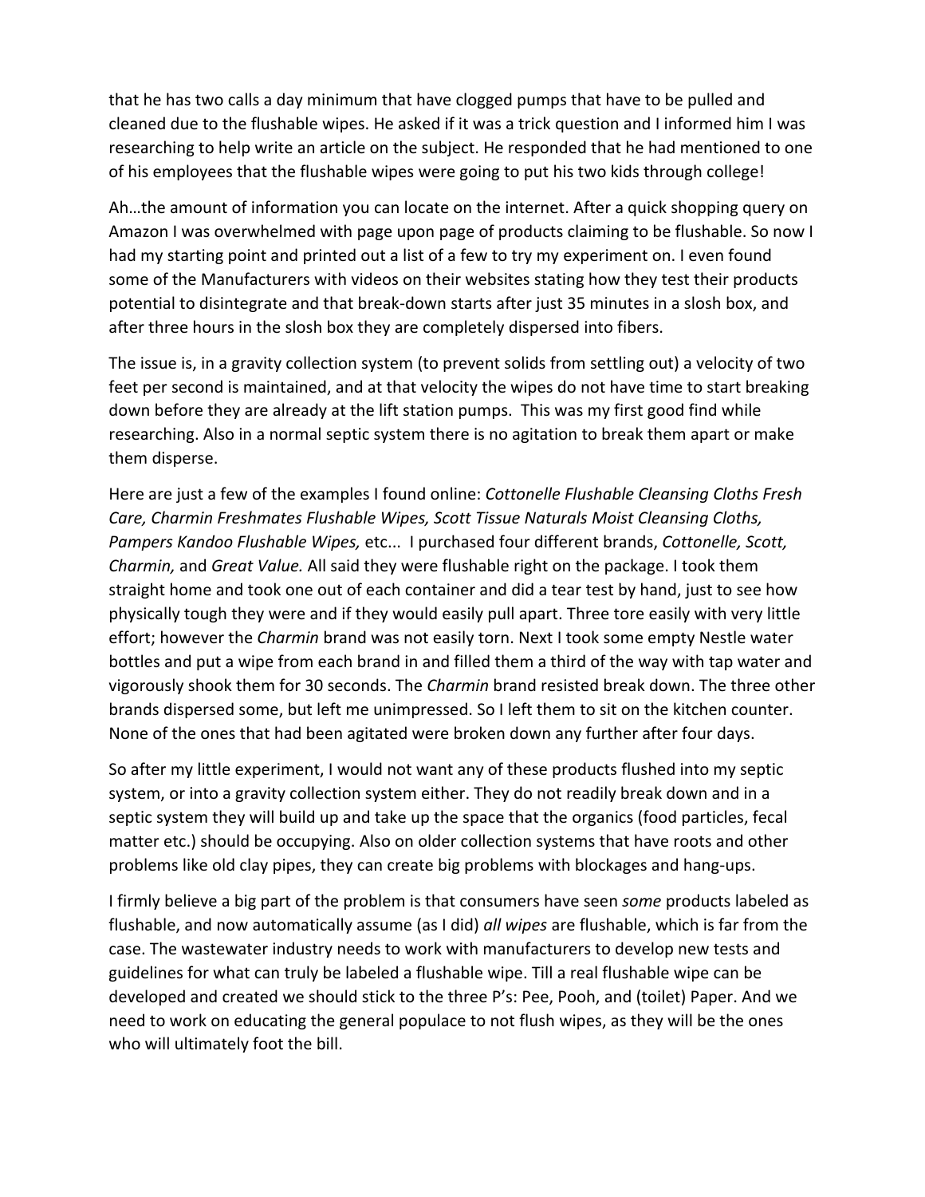that he has two calls a day minimum that have clogged pumps that have to be pulled and cleaned due to the flushable wipes. He asked if it was a trick question and I informed him I was researching to help write an article on the subject. He responded that he had mentioned to one of his employees that the flushable wipes were going to put his two kids through college!

Ah…the amount of information you can locate on the internet. After a quick shopping query on Amazon I was overwhelmed with page upon page of products claiming to be flushable. So now I had my starting point and printed out a list of a few to try my experiment on. I even found some of the Manufacturers with videos on their websites stating how they test their products potential to disintegrate and that break-down starts after just 35 minutes in a slosh box, and after three hours in the slosh box they are completely dispersed into fibers.

The issue is, in a gravity collection system (to prevent solids from settling out) a velocity of two feet per second is maintained, and at that velocity the wipes do not have time to start breaking down before they are already at the lift station pumps. This was my first good find while researching. Also in a normal septic system there is no agitation to break them apart or make them disperse.

Here are just a few of the examples I found online: *Cottonelle Flushable Cleansing Cloths Fresh Care, Charmin Freshmates Flushable Wipes, Scott Tissue Naturals Moist Cleansing Cloths, Pampers Kandoo Flushable Wipes,* etc... I purchased four different brands, *Cottonelle, Scott, Charmin,* and *Great Value.* All said they were flushable right on the package. I took them straight home and took one out of each container and did a tear test by hand, just to see how physically tough they were and if they would easily pull apart. Three tore easily with very little effort; however the *Charmin* brand was not easily torn. Next I took some empty Nestle water bottles and put a wipe from each brand in and filled them a third of the way with tap water and vigorously shook them for 30 seconds. The *Charmin* brand resisted break down. The three other brands dispersed some, but left me unimpressed. So I left them to sit on the kitchen counter. None of the ones that had been agitated were broken down any further after four days.

So after my little experiment, I would not want any of these products flushed into my septic system, or into a gravity collection system either. They do not readily break down and in a septic system they will build up and take up the space that the organics (food particles, fecal matter etc.) should be occupying. Also on older collection systems that have roots and other problems like old clay pipes, they can create big problems with blockages and hang-ups.

I firmly believe a big part of the problem is that consumers have seen *some* products labeled as flushable, and now automatically assume (as I did) *all wipes* are flushable, which is far from the case. The wastewater industry needs to work with manufacturers to develop new tests and guidelines for what can truly be labeled a flushable wipe. Till a real flushable wipe can be developed and created we should stick to the three P's: Pee, Pooh, and (toilet) Paper. And we need to work on educating the general populace to not flush wipes, as they will be the ones who will ultimately foot the bill.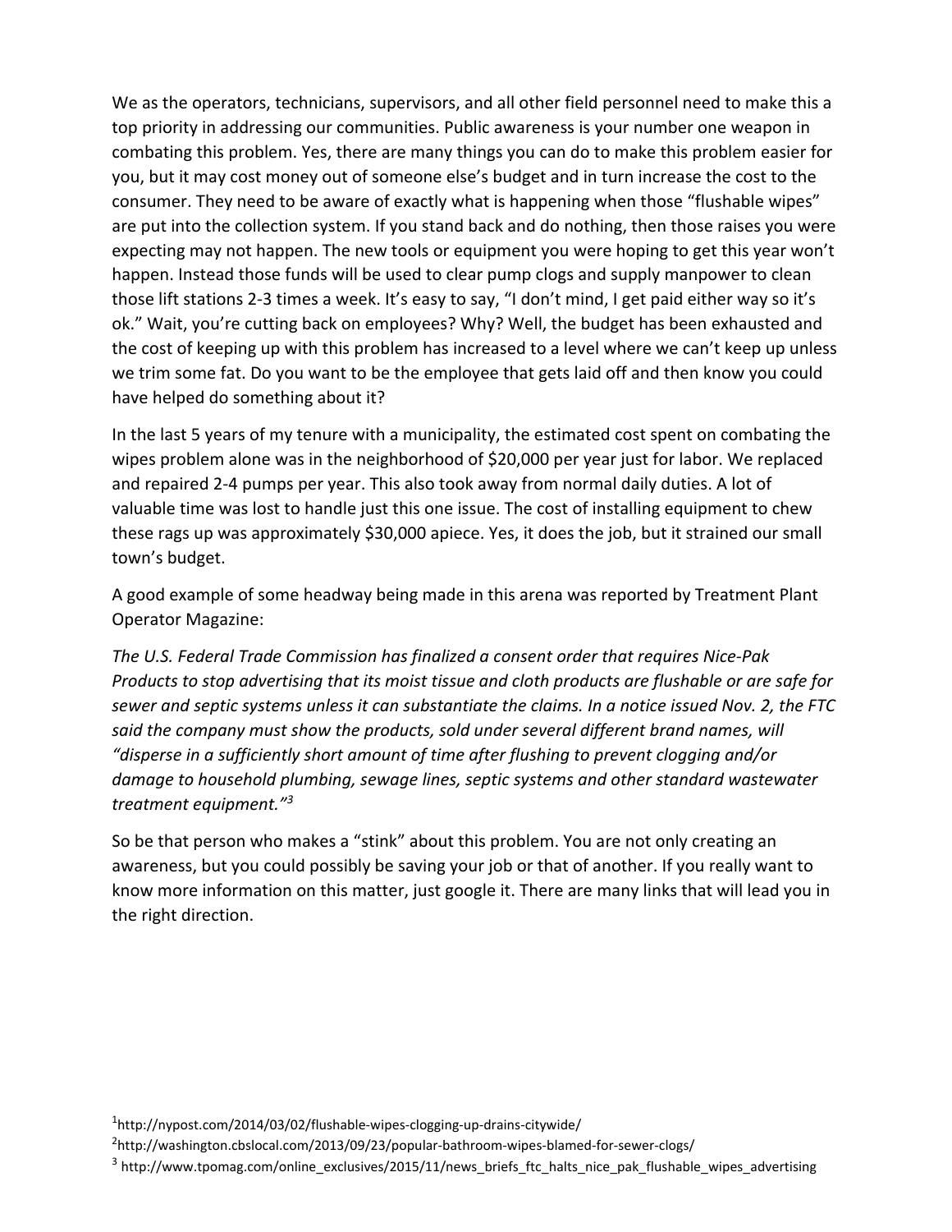We as the operators, technicians, supervisors, and all other field personnel need to make this a top priority in addressing our communities. Public awareness is your number one weapon in combating this problem. Yes, there are many things you can do to make this problem easier for you, but it may cost money out of someone else's budget and in turn increase the cost to the consumer. They need to be aware of exactly what is happening when those "flushable wipes" are put into the collection system. If you stand back and do nothing, then those raises you were expecting may not happen. The new tools or equipment you were hoping to get this year won't happen. Instead those funds will be used to clear pump clogs and supply manpower to clean those lift stations 2-3 times a week. It's easy to say, "I don't mind, I get paid either way so it's ok." Wait, you're cutting back on employees? Why? Well, the budget has been exhausted and the cost of keeping up with this problem has increased to a level where we can't keep up unless we trim some fat. Do you want to be the employee that gets laid off and then know you could have helped do something about it?

In the last 5 years of my tenure with a municipality, the estimated cost spent on combating the wipes problem alone was in the neighborhood of $20,000 per year just for labor. We replaced and repaired 2-4 pumps per year. This also took away from normal daily duties. A lot of valuable time was lost to handle just this one issue. The cost of installing equipment to chew these rags up was approximately $30,000 apiece. Yes, it does the job, but it strained our small town's budget.

A good example of some headway being made in this arena was reported by Treatment Plant Operator Magazine:

*The U.S. Federal Trade Commission has finalized a consent order that requires Nice-Pak Products to stop advertising that its moist tissue and cloth products are flushable or are safe for sewer and septic systems unless it can substantiate the claims. In a notice issued Nov. 2, the FTC said the company must show the products, sold under several different brand names, will "disperse in a sufficiently short amount of time after flushing to prevent clogging and/or damage to household plumbing, sewage lines, septic systems and other standard wastewater treatment equipment."*[3]

So be that person who makes a "stink" about this problem. You are not only creating an awareness, but you could possibly be saving your job or that of another. If you really want to know more information on this matter, just google it. There are many links that will lead you in the right direction.

---

[1] http://nypost.com/2014/03/02/flushable-wipes-clogging-up-drains-citywide/

[2] http://washington.cbslocal.com/2013/09/23/popular-bathroom-wipes-blamed-for-sewer-clogs/

[3] http://www.tpomag.com/online_exclusives/2015/11/news_briefs_ftc_halts_nice_pak_flushable_wipes_advertising